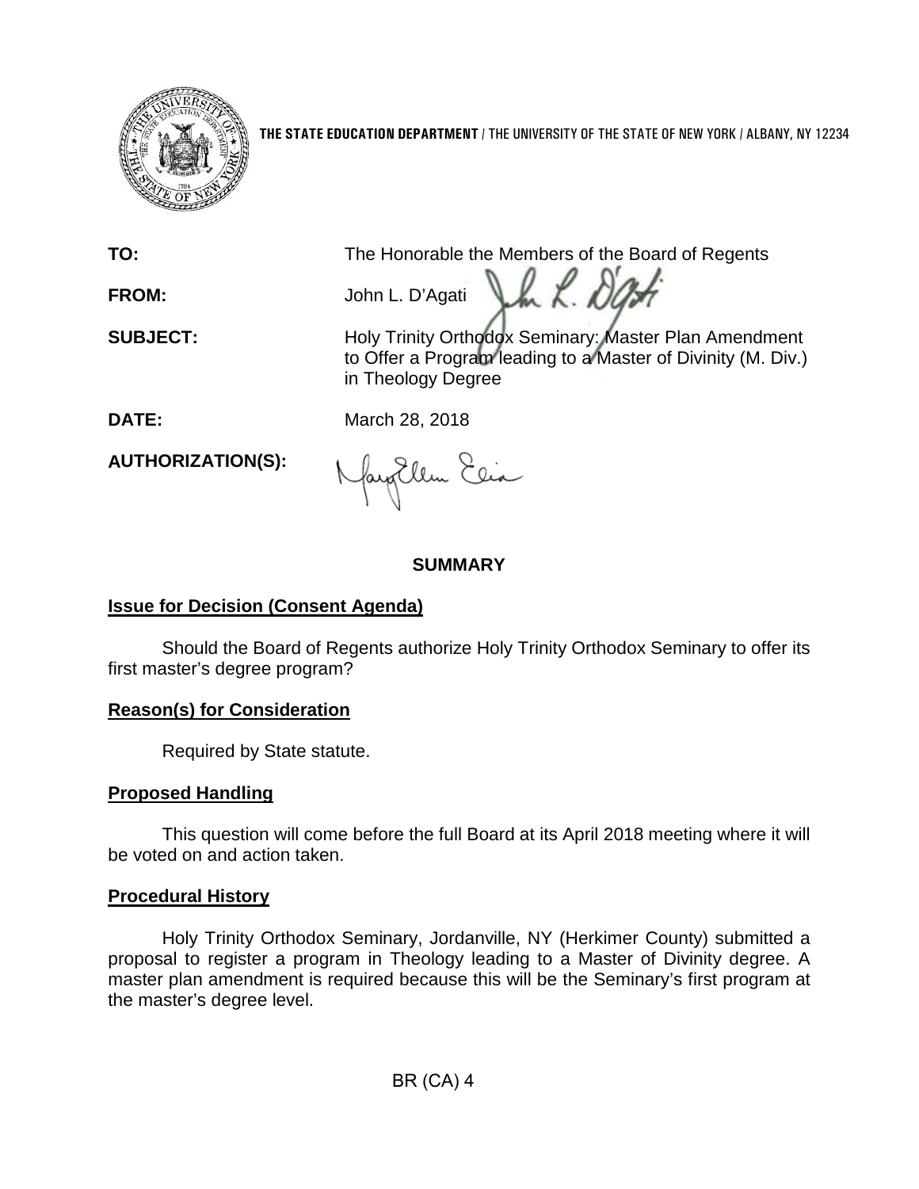THE STATE EDUCATION DEPARTMENT / THE UNIVERSITY OF THE STATE OF NEW YORK / ALBANY, NY 12234

**TO:** The Honorable the Members of the Board of Regents

**FROM:** John L. D'Agati

**SUBJECT:** Holy Trinity Orthodox Seminary: Master Plan Amendment to Offer a Program leading to a Master of Divinity (M. Div.) in Theology Degree

**DATE:** March 28, 2018

**AUTHORIZATION(S):**

## SUMMARY

### Issue for Decision (Consent Agenda)

Should the Board of Regents authorize Holy Trinity Orthodox Seminary to offer its first master's degree program?

### Reason(s) for Consideration

Required by State statute.

### Proposed Handling

This question will come before the full Board at its April 2018 meeting where it will be voted on and action taken.

### Procedural History

Holy Trinity Orthodox Seminary, Jordanville, NY (Herkimer County) submitted a proposal to register a program in Theology leading to a Master of Divinity degree. A master plan amendment is required because this will be the Seminary's first program at the master's degree level.

BR (CA) 4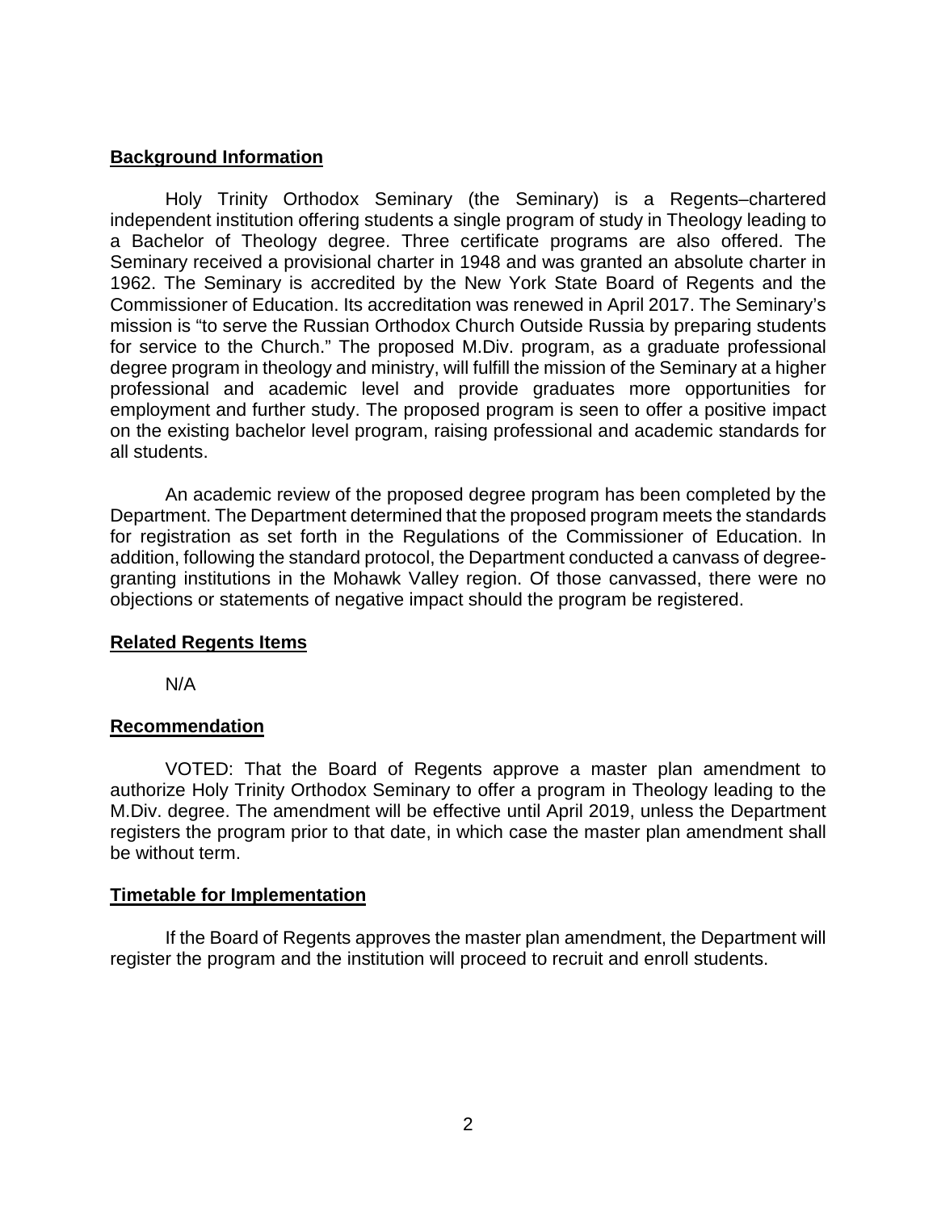## Background Information

Holy Trinity Orthodox Seminary (the Seminary) is a Regents–chartered independent institution offering students a single program of study in Theology leading to a Bachelor of Theology degree. Three certificate programs are also offered. The Seminary received a provisional charter in 1948 and was granted an absolute charter in 1962. The Seminary is accredited by the New York State Board of Regents and the Commissioner of Education. Its accreditation was renewed in April 2017. The Seminary's mission is "to serve the Russian Orthodox Church Outside Russia by preparing students for service to the Church." The proposed M.Div. program, as a graduate professional degree program in theology and ministry, will fulfill the mission of the Seminary at a higher professional and academic level and provide graduates more opportunities for employment and further study. The proposed program is seen to offer a positive impact on the existing bachelor level program, raising professional and academic standards for all students.

An academic review of the proposed degree program has been completed by the Department. The Department determined that the proposed program meets the standards for registration as set forth in the Regulations of the Commissioner of Education. In addition, following the standard protocol, the Department conducted a canvass of degree-granting institutions in the Mohawk Valley region. Of those canvassed, there were no objections or statements of negative impact should the program be registered.

## Related Regents Items

N/A

## Recommendation

VOTED: That the Board of Regents approve a master plan amendment to authorize Holy Trinity Orthodox Seminary to offer a program in Theology leading to the M.Div. degree. The amendment will be effective until April 2019, unless the Department registers the program prior to that date, in which case the master plan amendment shall be without term.

## Timetable for Implementation

If the Board of Regents approves the master plan amendment, the Department will register the program and the institution will proceed to recruit and enroll students.